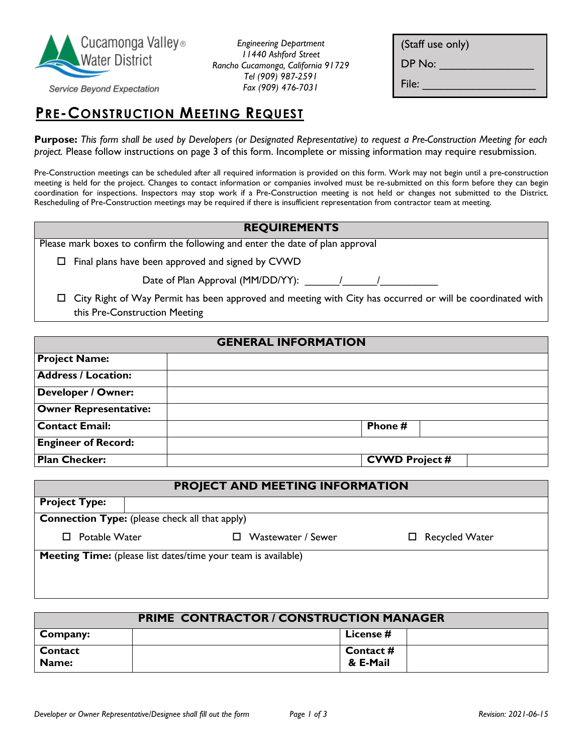Cucamonga Valley® Water District
Service Beyond Expectation

*Engineering Department*
*11440 Ashford Street*
*Rancho Cucamonga, California 91729*
*Tel (909) 987-2591*
*Fax (909) 476-7031*

(Staff use only)
DP No: ________________
File: ___________________

# PRE-CONSTRUCTION MEETING REQUEST

**Purpose:** *This form shall be used by Developers (or Designated Representative) to request a Pre-Construction Meeting for each project.* Please follow instructions on page 3 of this form. Incomplete or missing information may require resubmission.

Pre-Construction meetings can be scheduled after all required information is provided on this form. Work may not begin until a pre-construction meeting is held for the project. Changes to contact information or companies involved must be re-submitted on this form before they can begin coordination for inspections. Inspectors may stop work if a Pre-Construction meeting is not held or changes not submitted to the District. Rescheduling of Pre-Construction meetings may be required if there is insufficient representation from contractor team at meeting.

## REQUIREMENTS

Please mark boxes to confirm the following and enter the date of plan approval

- ☐ Final plans have been approved and signed by CVWD

  Date of Plan Approval (MM/DD/YY): ______/______/__________

- ☐ City Right of Way Permit has been approved and meeting with City has occurred or will be coordinated with this Pre-Construction Meeting

## GENERAL INFORMATION

| | | | |
|---|---|---|---|
| **Project Name:** | | | |
| **Address / Location:** | | | |
| **Developer / Owner:** | | | |
| **Owner Representative:** | | | |
| **Contact Email:** | | **Phone #** | |
| **Engineer of Record:** | | | |
| **Plan Checker:** | | **CVWD Project #** | |

## PROJECT AND MEETING INFORMATION

**Project Type:**

**Connection Type:** (please check all that apply)

☐ Potable Water ☐ Wastewater / Sewer ☐ Recycled Water

**Meeting Time:** (please list dates/time your team is available)

## PRIME CONTRACTOR / CONSTRUCTION MANAGER

| | | | |
|---|---|---|---|
| **Company:** | | **License #** | |
| **Contact Name:** | | **Contact # & E-Mail** | |

*Developer or Owner Representative/Designee shall fill out the form* Revision: 2021-06-15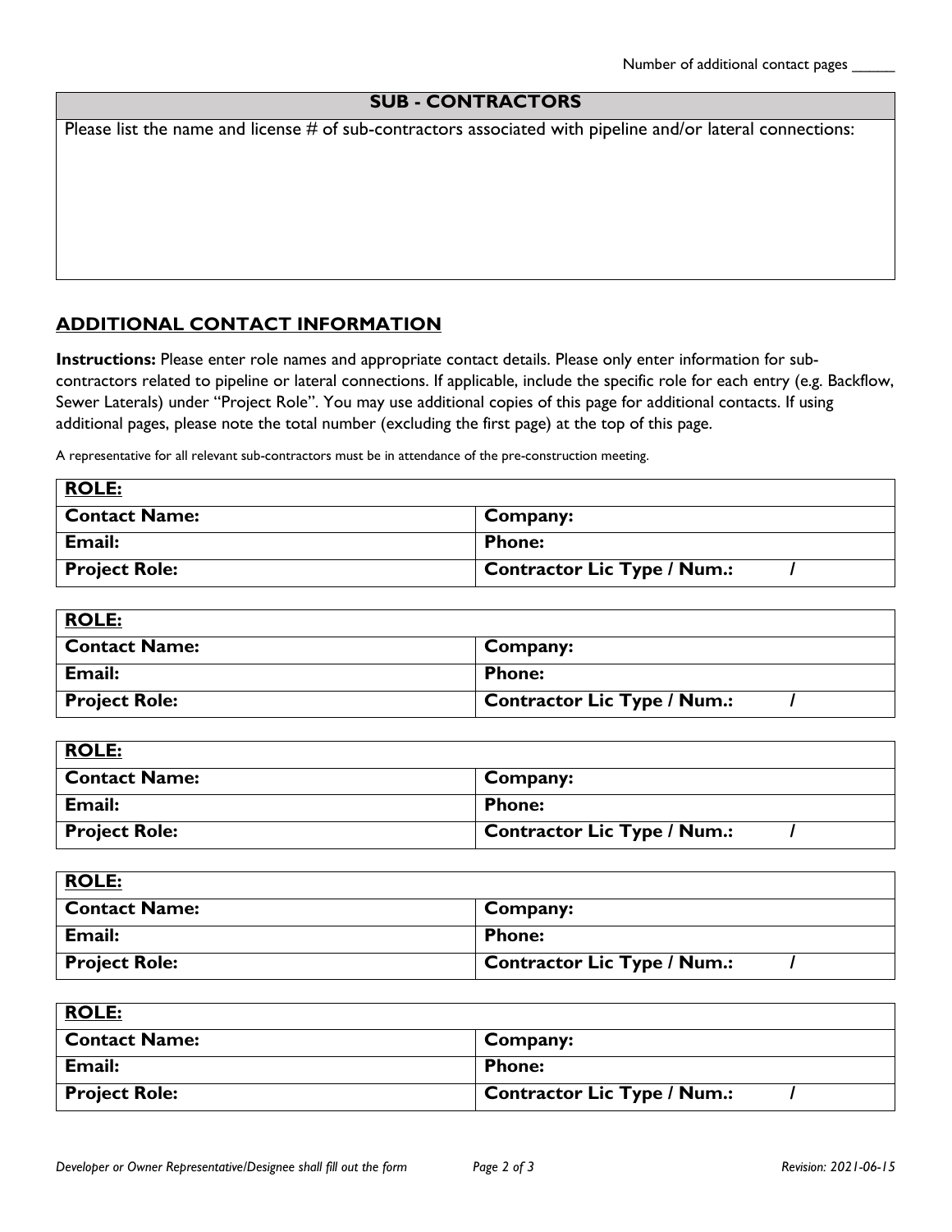Number of additional contact pages _____

| SUB - CONTRACTORS |
| --- |
| Please list the name and license # of sub-contractors associated with pipeline and/or lateral connections: |

## ADDITIONAL CONTACT INFORMATION

**Instructions:** Please enter role names and appropriate contact details. Please only enter information for sub-contractors related to pipeline or lateral connections. If applicable, include the specific role for each entry (e.g. Backflow, Sewer Laterals) under "Project Role". You may use additional copies of this page for additional contacts. If using additional pages, please note the total number (excluding the first page) at the top of this page.

A representative for all relevant sub-contractors must be in attendance of the pre-construction meeting.

| **ROLE:** | |
| --- | --- |
| **Contact Name:** | **Company:** |
| **Email:** | **Phone:** |
| **Project Role:** | **Contractor Lic Type / Num.:** / |

| **ROLE:** | |
| --- | --- |
| **Contact Name:** | **Company:** |
| **Email:** | **Phone:** |
| **Project Role:** | **Contractor Lic Type / Num.:** / |

| **ROLE:** | |
| --- | --- |
| **Contact Name:** | **Company:** |
| **Email:** | **Phone:** |
| **Project Role:** | **Contractor Lic Type / Num.:** / |

| **ROLE:** | |
| --- | --- |
| **Contact Name:** | **Company:** |
| **Email:** | **Phone:** |
| **Project Role:** | **Contractor Lic Type / Num.:** / |

| **ROLE:** | |
| --- | --- |
| **Contact Name:** | **Company:** |
| **Email:** | **Phone:** |
| **Project Role:** | **Contractor Lic Type / Num.:** / |

*Developer or Owner Representative/Designee shall fill out the form*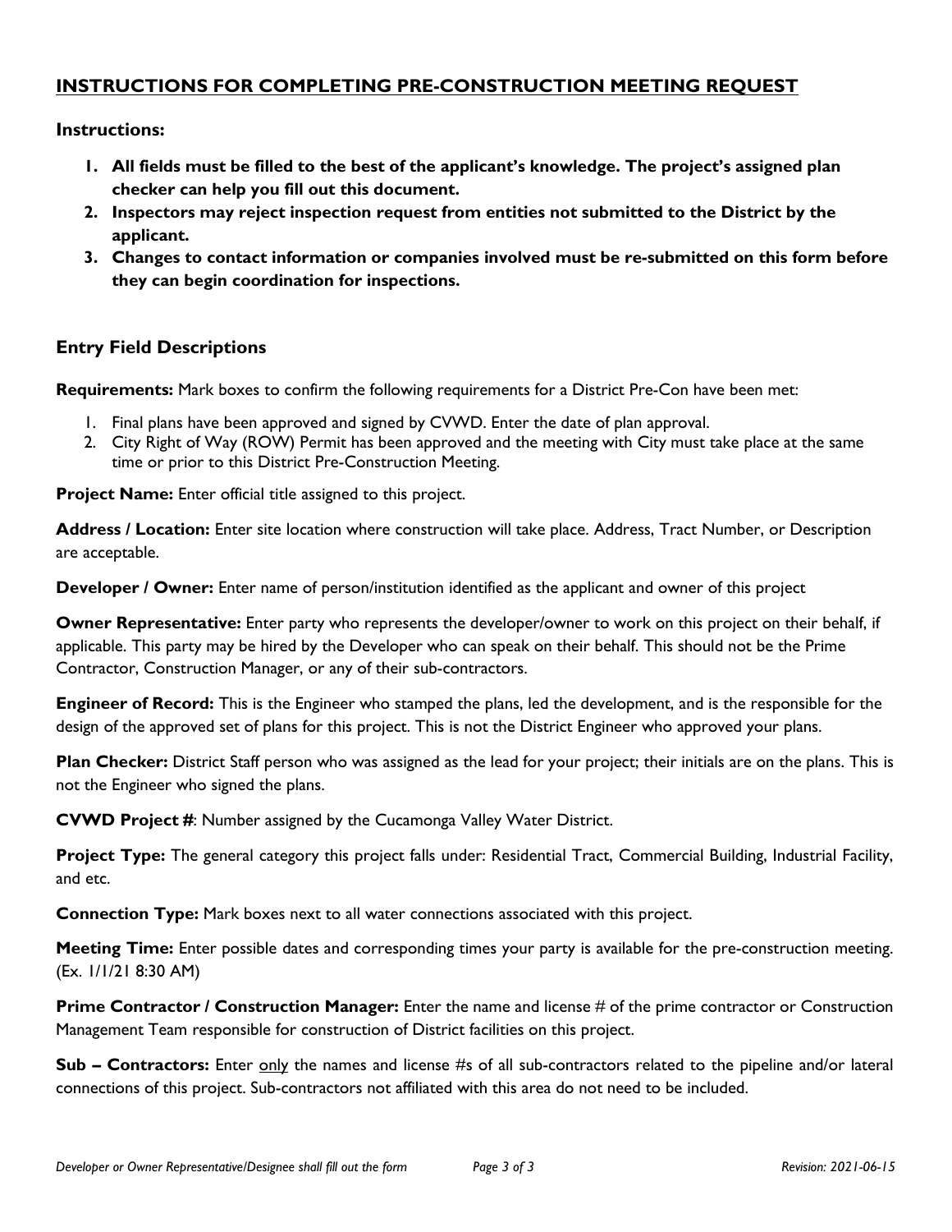## INSTRUCTIONS FOR COMPLETING PRE-CONSTRUCTION MEETING REQUEST

### Instructions:

1. **All fields must be filled to the best of the applicant's knowledge. The project's assigned plan checker can help you fill out this document.**
2. **Inspectors may reject inspection request from entities not submitted to the District by the applicant.**
3. **Changes to contact information or companies involved must be re-submitted on this form before they can begin coordination for inspections.**

### Entry Field Descriptions

**Requirements:** Mark boxes to confirm the following requirements for a District Pre-Con have been met:

1. Final plans have been approved and signed by CVWD. Enter the date of plan approval.
2. City Right of Way (ROW) Permit has been approved and the meeting with City must take place at the same time or prior to this District Pre-Construction Meeting.

**Project Name:** Enter official title assigned to this project.

**Address / Location:** Enter site location where construction will take place. Address, Tract Number, or Description are acceptable.

**Developer / Owner:** Enter name of person/institution identified as the applicant and owner of this project

**Owner Representative:** Enter party who represents the developer/owner to work on this project on their behalf, if applicable. This party may be hired by the Developer who can speak on their behalf. This should not be the Prime Contractor, Construction Manager, or any of their sub-contractors.

**Engineer of Record:** This is the Engineer who stamped the plans, led the development, and is the responsible for the design of the approved set of plans for this project. This is not the District Engineer who approved your plans.

**Plan Checker:** District Staff person who was assigned as the lead for your project; their initials are on the plans. This is not the Engineer who signed the plans.

**CVWD Project #**: Number assigned by the Cucamonga Valley Water District.

**Project Type:** The general category this project falls under: Residential Tract, Commercial Building, Industrial Facility, and etc.

**Connection Type:** Mark boxes next to all water connections associated with this project.

**Meeting Time:** Enter possible dates and corresponding times your party is available for the pre-construction meeting. (Ex. 1/1/21 8:30 AM)

**Prime Contractor / Construction Manager:** Enter the name and license # of the prime contractor or Construction Management Team responsible for construction of District facilities on this project.

**Sub – Contractors:** Enter <u>only</u> the names and license #s of all sub-contractors related to the pipeline and/or lateral connections of this project. Sub-contractors not affiliated with this area do not need to be included.